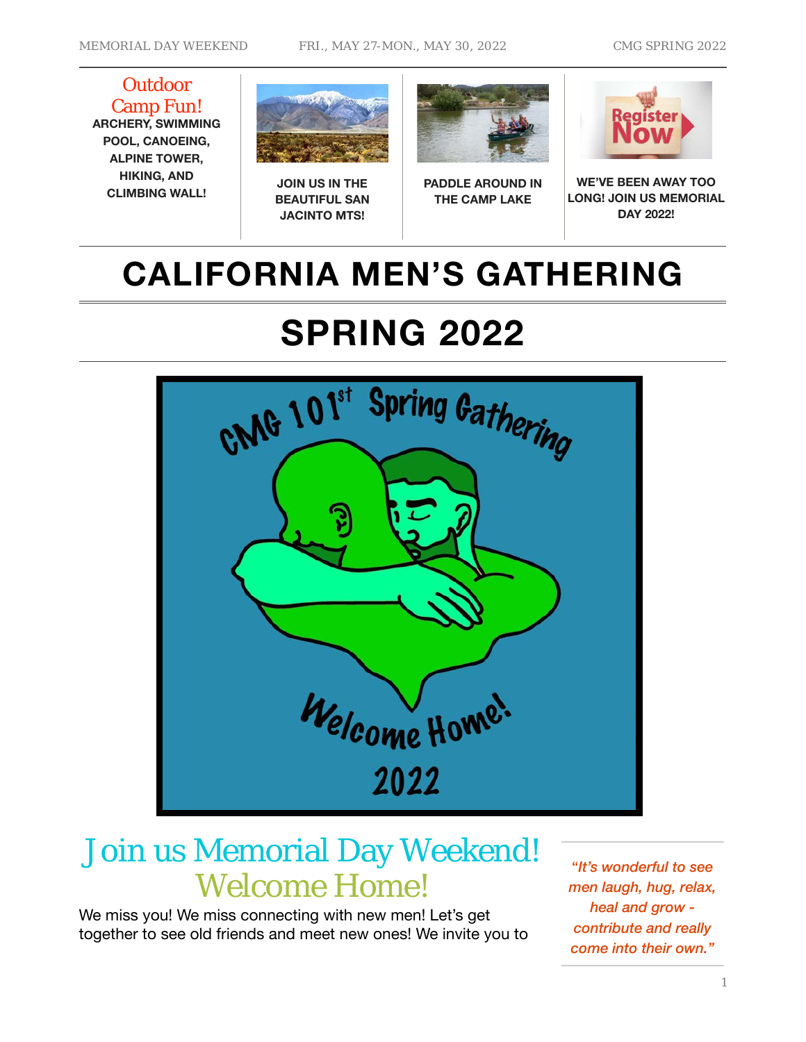Outdoor Camp Fun!

**ARCHERY, SWIMMING POOL, CANOEING, ALPINE TOWER, HIKING, AND CLIMBING WALL!**

**JOIN US IN THE BEAUTIFUL SAN JACINTO MTS!**

**PADDLE AROUND IN THE CAMP LAKE**

**WE'VE BEEN AWAY TOO LONG! JOIN US MEMORIAL DAY 2022!**

# CALIFORNIA MEN'S GATHERING

# SPRING 2022

CMG 101st Spring Gathering

Welcome Home!

2022

## Join us Memorial Day Weekend! Welcome Home!

We miss you! We miss connecting with new men! Let's get together to see old friends and meet new ones! We invite you to

> ***"It's wonderful to see men laugh, hug, relax, heal and grow - contribute and really come into their own."***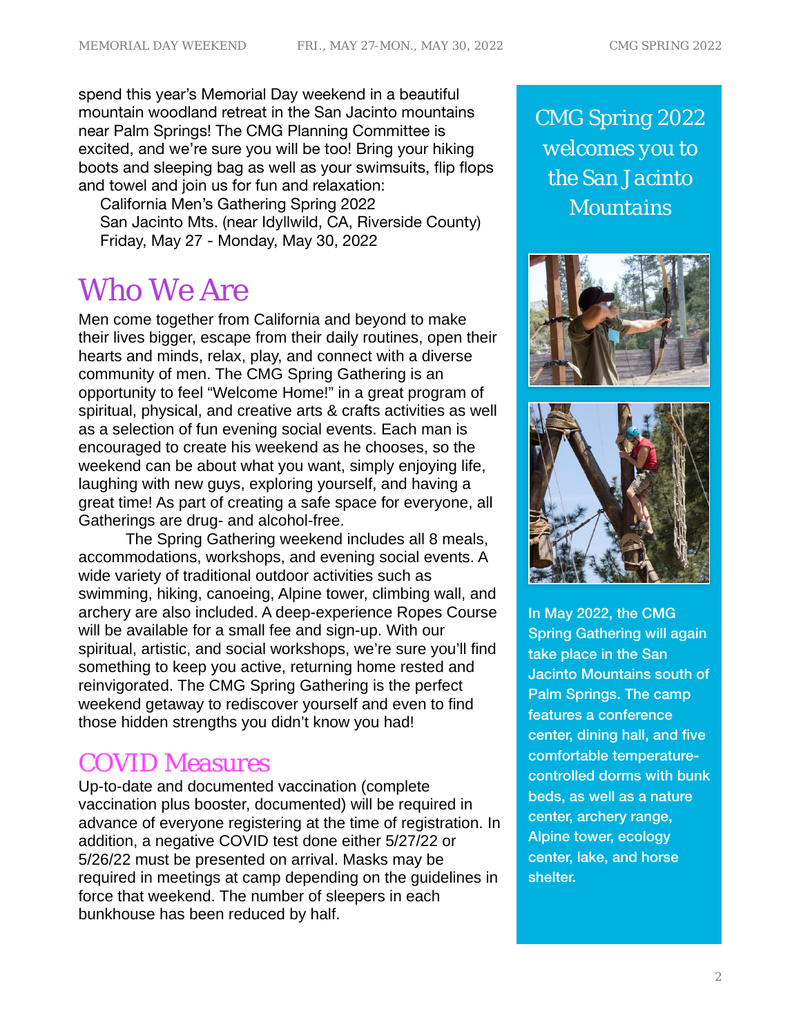spend this year's Memorial Day weekend in a beautiful mountain woodland retreat in the San Jacinto mountains near Palm Springs! The CMG Planning Committee is excited, and we're sure you will be too! Bring your hiking boots and sleeping bag as well as your swimsuits, flip flops and towel and join us for fun and relaxation:

California Men's Gathering Spring 2022
San Jacinto Mts. (near Idyllwild, CA, Riverside County)
Friday, May 27 - Monday, May 30, 2022

## Who We Are

Men come together from California and beyond to make their lives bigger, escape from their daily routines, open their hearts and minds, relax, play, and connect with a diverse community of men. The CMG Spring Gathering is an opportunity to feel "Welcome Home!" in a great program of spiritual, physical, and creative arts & crafts activities as well as a selection of fun evening social events. Each man is encouraged to create his weekend as he chooses, so the weekend can be about what you want, simply enjoying life, laughing with new guys, exploring yourself, and having a great time! As part of creating a safe space for everyone, all Gatherings are drug- and alcohol-free.

The Spring Gathering weekend includes all 8 meals, accommodations, workshops, and evening social events. A wide variety of traditional outdoor activities such as swimming, hiking, canoeing, Alpine tower, climbing wall, and archery are also included. A deep-experience Ropes Course will be available for a small fee and sign-up. With our spiritual, artistic, and social workshops, we're sure you'll find something to keep you active, returning home rested and reinvigorated. The CMG Spring Gathering is the perfect weekend getaway to rediscover yourself and even to find those hidden strengths you didn't know you had!

## COVID Measures

Up-to-date and documented vaccination (complete vaccination plus booster, documented) will be required in advance of everyone registering at the time of registration. In addition, a negative COVID test done either 5/27/22 or 5/26/22 must be presented on arrival. Masks may be required in meetings at camp depending on the guidelines in force that weekend. The number of sleepers in each bunkhouse has been reduced by half.

## CMG Spring 2022 welcomes you to the San Jacinto Mountains

In May 2022, the CMG Spring Gathering will again take place in the San Jacinto Mountains south of Palm Springs. The camp features a conference center, dining hall, and five comfortable temperature-controlled dorms with bunk beds, as well as a nature center, archery range, Alpine tower, ecology center, lake, and horse shelter.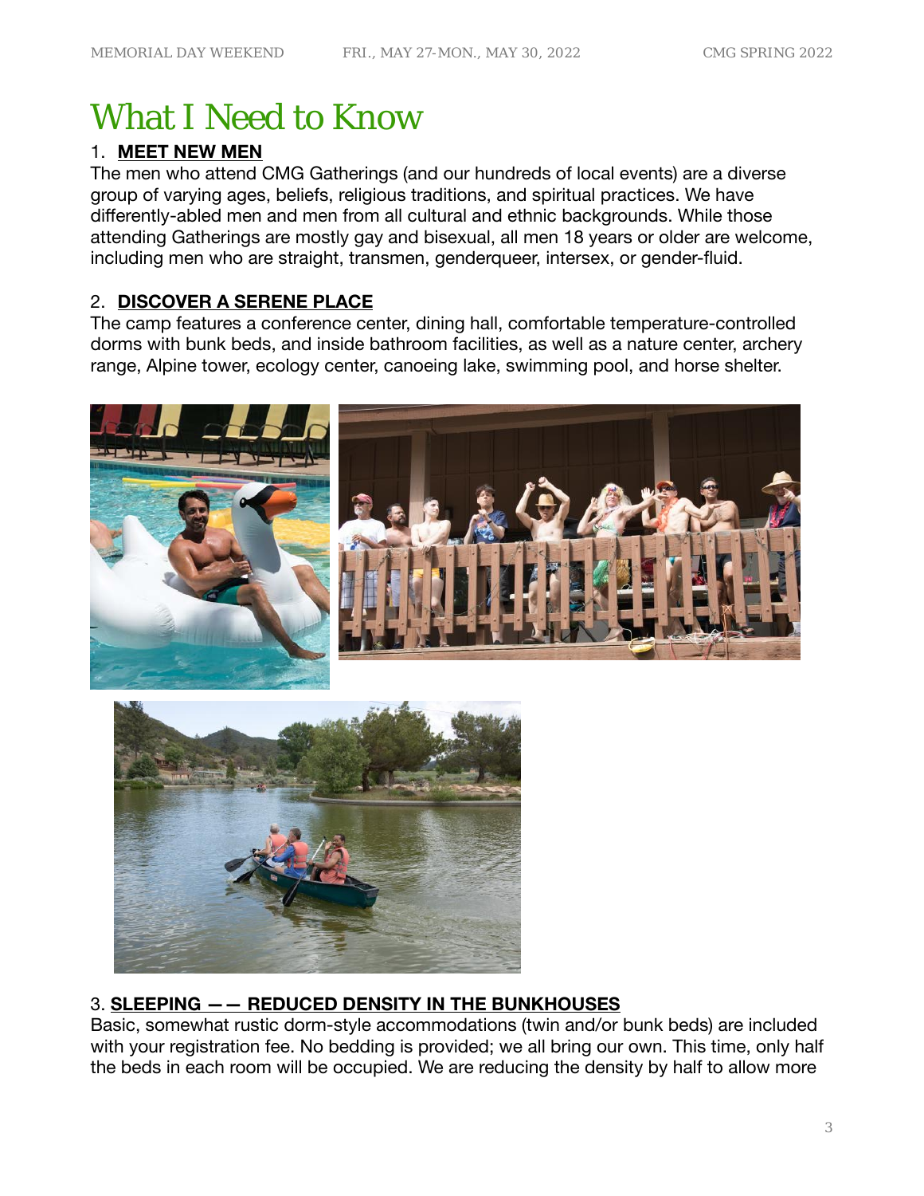# What I Need to Know

1. **MEET NEW MEN**

The men who attend CMG Gatherings (and our hundreds of local events) are a diverse group of varying ages, beliefs, religious traditions, and spiritual practices. We have differently-abled men and men from all cultural and ethnic backgrounds. While those attending Gatherings are mostly gay and bisexual, all men 18 years or older are welcome, including men who are straight, transmen, genderqueer, intersex, or gender-fluid.

2. **DISCOVER A SERENE PLACE**

The camp features a conference center, dining hall, comfortable temperature-controlled dorms with bunk beds, and inside bathroom facilities, as well as a nature center, archery range, Alpine tower, ecology center, canoeing lake, swimming pool, and horse shelter.

3. **SLEEPING —— REDUCED DENSITY IN THE BUNKHOUSES**

Basic, somewhat rustic dorm-style accommodations (twin and/or bunk beds) are included with your registration fee. No bedding is provided; we all bring our own. This time, only half the beds in each room will be occupied. We are reducing the density by half to allow more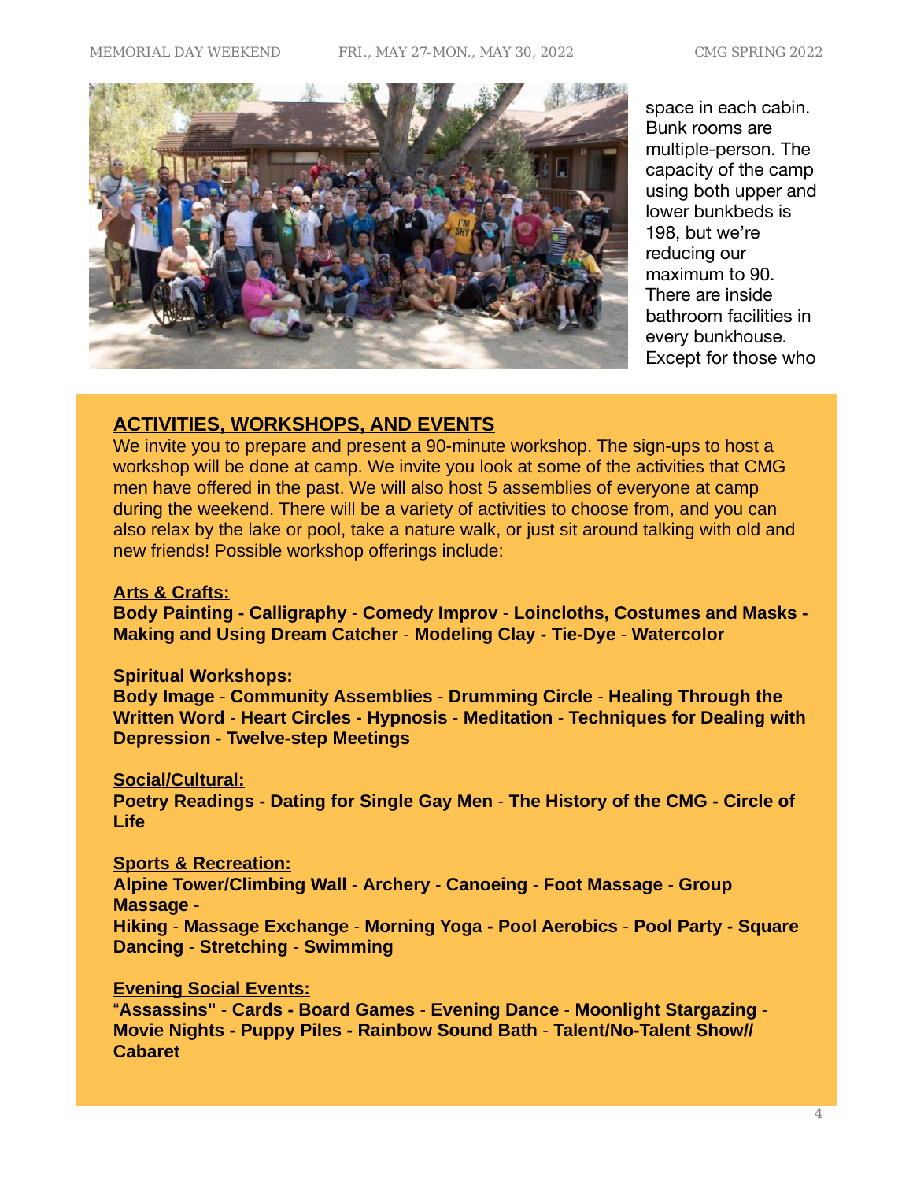space in each cabin. Bunk rooms are multiple-person. The capacity of the camp using both upper and lower bunkbeds is 198, but we're reducing our maximum to 90. There are inside bathroom facilities in every bunkhouse. Except for those who

## ACTIVITIES, WORKSHOPS, AND EVENTS

We invite you to prepare and present a 90-minute workshop. The sign-ups to host a workshop will be done at camp. We invite you look at some of the activities that CMG men have offered in the past. We will also host 5 assemblies of everyone at camp during the weekend. There will be a variety of activities to choose from, and you can also relax by the lake or pool, take a nature walk, or just sit around talking with old and new friends! Possible workshop offerings include:

### Arts & Crafts:

**Body Painting - Calligraphy - Comedy Improv - Loincloths, Costumes and Masks - Making and Using Dream Catcher - Modeling Clay - Tie-Dye - Watercolor**

### Spiritual Workshops:

**Body Image - Community Assemblies - Drumming Circle - Healing Through the Written Word - Heart Circles - Hypnosis - Meditation - Techniques for Dealing with Depression - Twelve-step Meetings**

### Social/Cultural:

**Poetry Readings - Dating for Single Gay Men - The History of the CMG - Circle of Life**

### Sports & Recreation:

**Alpine Tower/Climbing Wall - Archery - Canoeing - Foot Massage - Group Massage - Hiking - Massage Exchange - Morning Yoga - Pool Aerobics - Pool Party - Square Dancing - Stretching - Swimming**

### Evening Social Events:

**"Assassins" - Cards - Board Games - Evening Dance - Moonlight Stargazing - Movie Nights - Puppy Piles - Rainbow Sound Bath - Talent/No-Talent Show// Cabaret**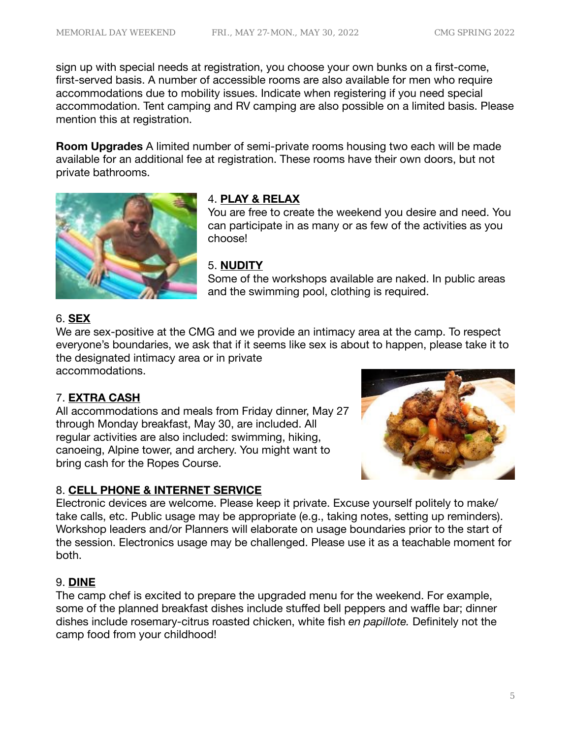sign up with special needs at registration, you choose your own bunks on a first-come, first-served basis. A number of accessible rooms are also available for men who require accommodations due to mobility issues. Indicate when registering if you need special accommodation. Tent camping and RV camping are also possible on a limited basis. Please mention this at registration.

**Room Upgrades** A limited number of semi-private rooms housing two each will be made available for an additional fee at registration. These rooms have their own doors, but not private bathrooms.

4. **PLAY & RELAX**

You are free to create the weekend you desire and need. You can participate in as many or as few of the activities as you choose!

5. **NUDITY**

Some of the workshops available are naked. In public areas and the swimming pool, clothing is required.

6. **SEX**

We are sex-positive at the CMG and we provide an intimacy area at the camp. To respect everyone's boundaries, we ask that if it seems like sex is about to happen, please take it to the designated intimacy area or in private accommodations.

7. **EXTRA CASH**

All accommodations and meals from Friday dinner, May 27 through Monday breakfast, May 30, are included. All regular activities are also included: swimming, hiking, canoeing, Alpine tower, and archery. You might want to bring cash for the Ropes Course.

8. **CELL PHONE & INTERNET SERVICE**

Electronic devices are welcome. Please keep it private. Excuse yourself politely to make/take calls, etc. Public usage may be appropriate (e.g., taking notes, setting up reminders). Workshop leaders and/or Planners will elaborate on usage boundaries prior to the start of the session. Electronics usage may be challenged. Please use it as a teachable moment for both.

9. **DINE**

The camp chef is excited to prepare the upgraded menu for the weekend. For example, some of the planned breakfast dishes include stuffed bell peppers and waffle bar; dinner dishes include rosemary-citrus roasted chicken, white fish *en papillote.* Definitely not the camp food from your childhood!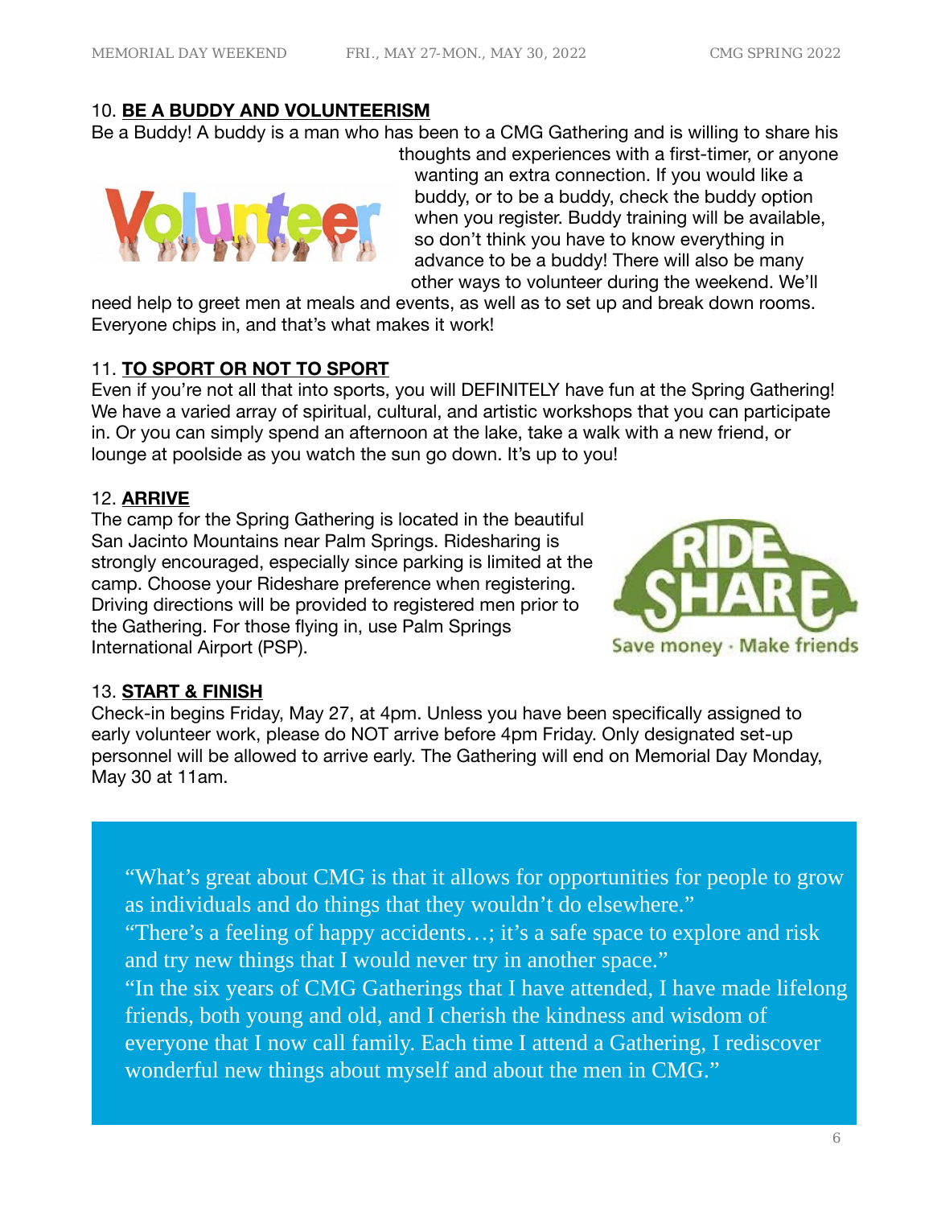10. **BE A BUDDY AND VOLUNTEERISM**

Be a Buddy! A buddy is a man who has been to a CMG Gathering and is willing to share his thoughts and experiences with a first-timer, or anyone wanting an extra connection. If you would like a buddy, or to be a buddy, check the buddy option when you register. Buddy training will be available, so don't think you have to know everything in advance to be a buddy! There will also be many other ways to volunteer during the weekend. We'll need help to greet men at meals and events, as well as to set up and break down rooms. Everyone chips in, and that's what makes it work!

11. **TO SPORT OR NOT TO SPORT**

Even if you're not all that into sports, you will DEFINITELY have fun at the Spring Gathering! We have a varied array of spiritual, cultural, and artistic workshops that you can participate in. Or you can simply spend an afternoon at the lake, take a walk with a new friend, or lounge at poolside as you watch the sun go down. It's up to you!

12. **ARRIVE**

The camp for the Spring Gathering is located in the beautiful San Jacinto Mountains near Palm Springs. Ridesharing is strongly encouraged, especially since parking is limited at the camp. Choose your Rideshare preference when registering. Driving directions will be provided to registered men prior to the Gathering. For those flying in, use Palm Springs International Airport (PSP).

13. **START & FINISH**

Check-in begins Friday, May 27, at 4pm. Unless you have been specifically assigned to early volunteer work, please do NOT arrive before 4pm Friday. Only designated set-up personnel will be allowed to arrive early. The Gathering will end on Memorial Day Monday, May 30 at 11am.

"What's great about CMG is that it allows for opportunities for people to grow as individuals and do things that they wouldn't do elsewhere."
"There's a feeling of happy accidents…; it's a safe space to explore and risk and try new things that I would never try in another space."
"In the six years of CMG Gatherings that I have attended, I have made lifelong friends, both young and old, and I cherish the kindness and wisdom of everyone that I now call family. Each time I attend a Gathering, I rediscover wonderful new things about myself and about the men in CMG."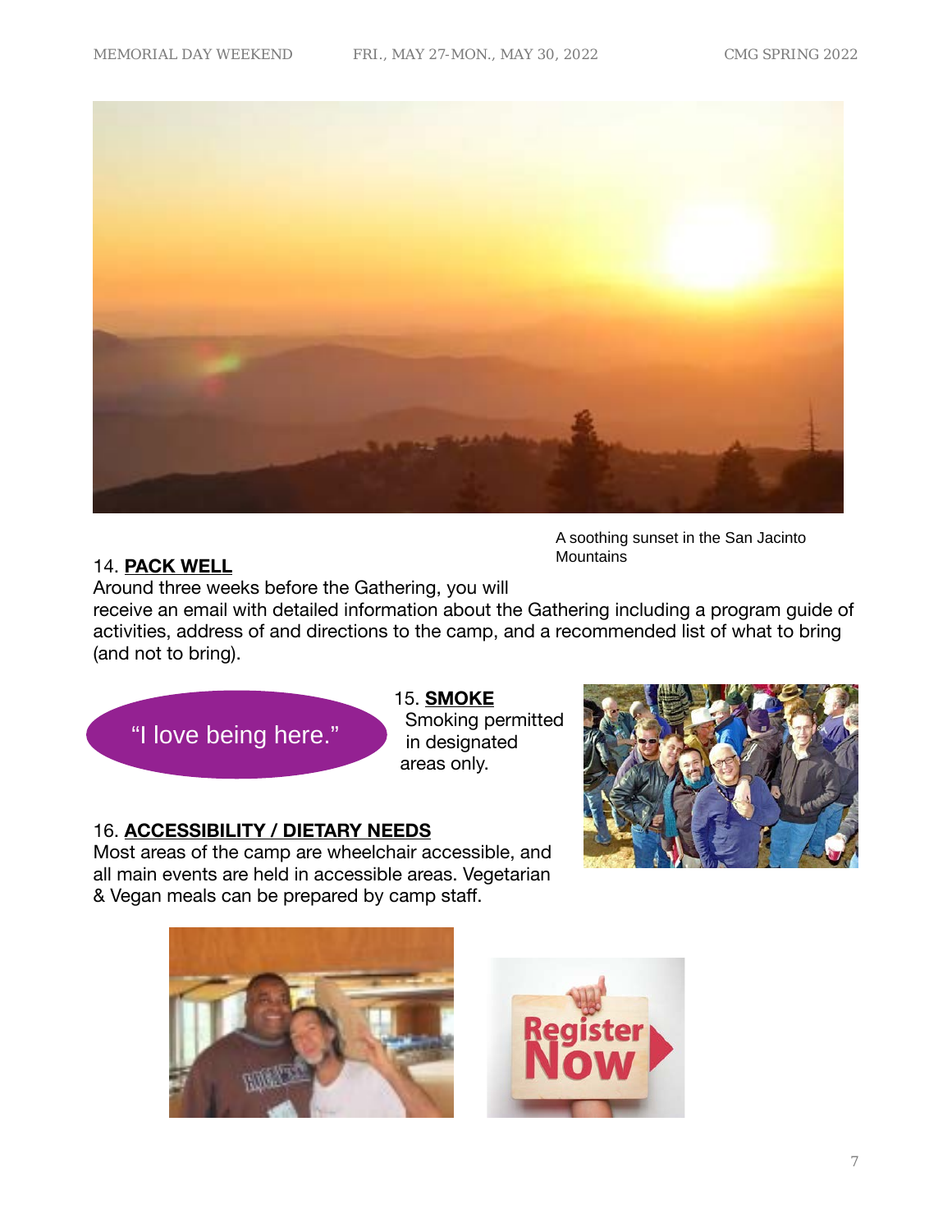A soothing sunset in the San Jacinto Mountains

14. **PACK WELL**

Around three weeks before the Gathering, you will receive an email with detailed information about the Gathering including a program guide of activities, address of and directions to the camp, and a recommended list of what to bring (and not to bring).

"I love being here."

15. **SMOKE**

Smoking permitted in designated areas only.

16. **ACCESSIBILITY / DIETARY NEEDS**

Most areas of the camp are wheelchair accessible, and all main events are held in accessible areas. Vegetarian & Vegan meals can be prepared by camp staff.